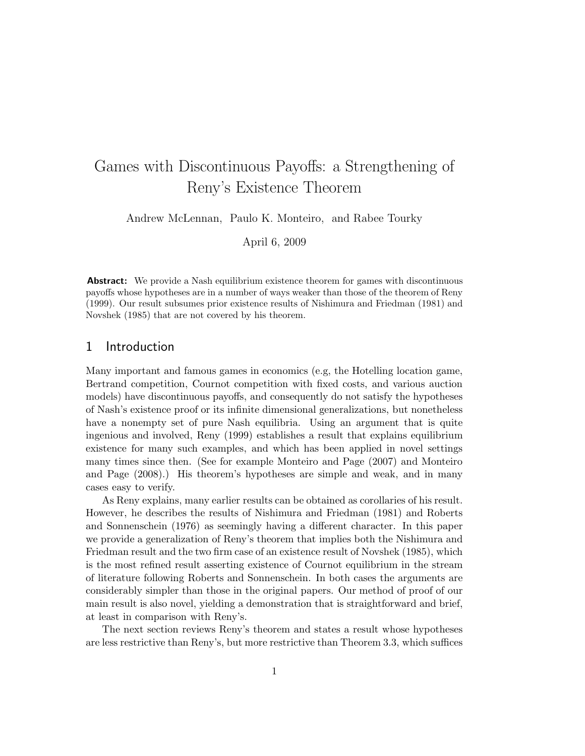# Games with Discontinuous Payoffs: a Strengthening of Reny's Existence Theorem

Andrew McLennan, Paulo K. Monteiro, and Rabee Tourky

April 6, 2009

**Abstract:** We provide a Nash equilibrium existence theorem for games with discontinuous payoffs whose hypotheses are in a number of ways weaker than those of the theorem of Reny (1999). Our result subsumes prior existence results of Nishimura and Friedman (1981) and Novshek (1985) that are not covered by his theorem.

## 1 Introduction

Many important and famous games in economics (e.g, the Hotelling location game, Bertrand competition, Cournot competition with fixed costs, and various auction models) have discontinuous payoffs, and consequently do not satisfy the hypotheses of Nash's existence proof or its infinite dimensional generalizations, but nonetheless have a nonempty set of pure Nash equilibria. Using an argument that is quite ingenious and involved, Reny (1999) establishes a result that explains equilibrium existence for many such examples, and which has been applied in novel settings many times since then. (See for example Monteiro and Page (2007) and Monteiro and Page (2008).) His theorem's hypotheses are simple and weak, and in many cases easy to verify.

As Reny explains, many earlier results can be obtained as corollaries of his result. However, he describes the results of Nishimura and Friedman (1981) and Roberts and Sonnenschein (1976) as seemingly having a different character. In this paper we provide a generalization of Reny's theorem that implies both the Nishimura and Friedman result and the two firm case of an existence result of Novshek (1985), which is the most refined result asserting existence of Cournot equilibrium in the stream of literature following Roberts and Sonnenschein. In both cases the arguments are considerably simpler than those in the original papers. Our method of proof of our main result is also novel, yielding a demonstration that is straightforward and brief, at least in comparison with Reny's.

The next section reviews Reny's theorem and states a result whose hypotheses are less restrictive than Reny's, but more restrictive than Theorem 3.3, which suffices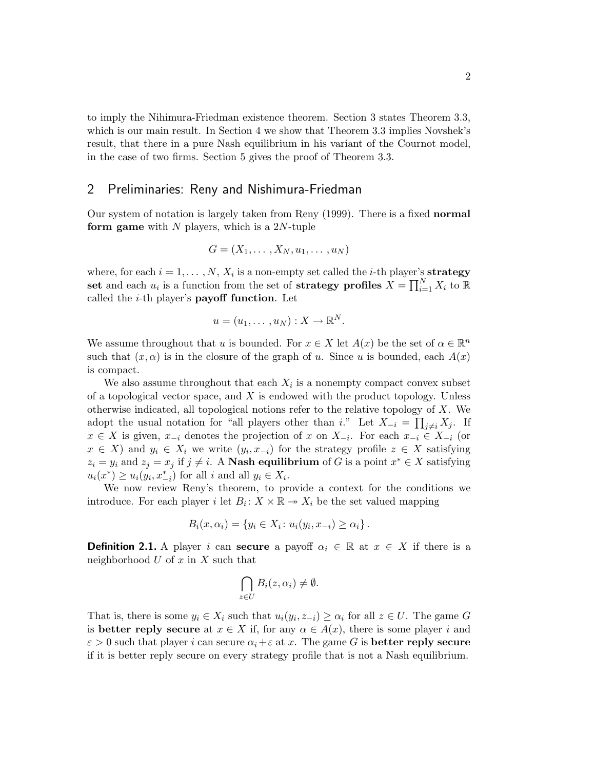to imply the Nihimura-Friedman existence theorem. Section 3 states Theorem 3.3, which is our main result. In Section 4 we show that Theorem 3.3 implies Novshek's result, that there in a pure Nash equilibrium in his variant of the Cournot model, in the case of two firms. Section 5 gives the proof of Theorem 3.3.

## 2 Preliminaries: Reny and Nishimura-Friedman

Our system of notation is largely taken from Reny (1999). There is a fixed **normal form game** with $N$ players, which is a $2N$-tuple

$$G = (X_1, \ldots, X_N, u_1, \ldots, u_N)$$

where, for each $i = 1, \ldots, N$, $X_i$ is a non-empty set called the $i$-th player's **strategy set** and each $u_i$ is a function from the set of **strategy profiles** $X = \prod_{i=1}^{N} X_i$ to $\mathbb{R}$ called the $i$-th player's **payoff function**. Let

$$u = (u_1, \ldots, u_N) : X \to \mathbb{R}^N.$$

We assume throughout that $u$ is bounded. For $x \in X$ let $A(x)$ be the set of $\alpha \in \mathbb{R}^n$ such that $(x, \alpha)$ is in the closure of the graph of $u$. Since $u$ is bounded, each $A(x)$ is compact.

We also assume throughout that each $X_i$ is a nonempty compact convex subset of a topological vector space, and $X$ is endowed with the product topology. Unless otherwise indicated, all topological notions refer to the relative topology of $X$. We adopt the usual notation for "all players other than $i$." Let $X_{-i} = \prod_{j \neq i} X_j$. If $x \in X$ is given, $x_{-i}$ denotes the projection of $x$ on $X_{-i}$. For each $x_{-i} \in X_{-i}$ (or $x \in X$) and $y_i \in X_i$ we write $(y_i, x_{-i})$ for the strategy profile $z \in X$ satisfying $z_i = y_i$ and $z_j = x_j$ if $j \neq i$. A **Nash equilibrium** of $G$ is a point $x^* \in X$ satisfying $u_i(x^*) \geq u_i(y_i, x^*_{-i})$ for all $i$ and all $y_i \in X_i$.

We now review Reny's theorem, to provide a context for the conditions we introduce. For each player $i$ let $B_i \colon X \times \mathbb{R} \twoheadrightarrow X_i$ be the set valued mapping

$$B_i(x, \alpha_i) = \{y_i \in X_i \colon u_i(y_i, x_{-i}) \geq \alpha_i\}.$$

**Definition 2.1.** A player $i$ can **secure** a payoff $\alpha_i \in \mathbb{R}$ at $x \in X$ if there is a neighborhood $U$ of $x$ in $X$ such that

$$\bigcap_{z \in U} B_i(z, \alpha_i) \neq \emptyset.$$

That is, there is some $y_i \in X_i$ such that $u_i(y_i, z_{-i}) \geq \alpha_i$ for all $z \in U$. The game $G$ is **better reply secure** at $x \in X$ if, for any $\alpha \in A(x)$, there is some player $i$ and $\varepsilon > 0$ such that player $i$ can secure $\alpha_i + \varepsilon$ at $x$. The game $G$ is **better reply secure** if it is better reply secure on every strategy profile that is not a Nash equilibrium.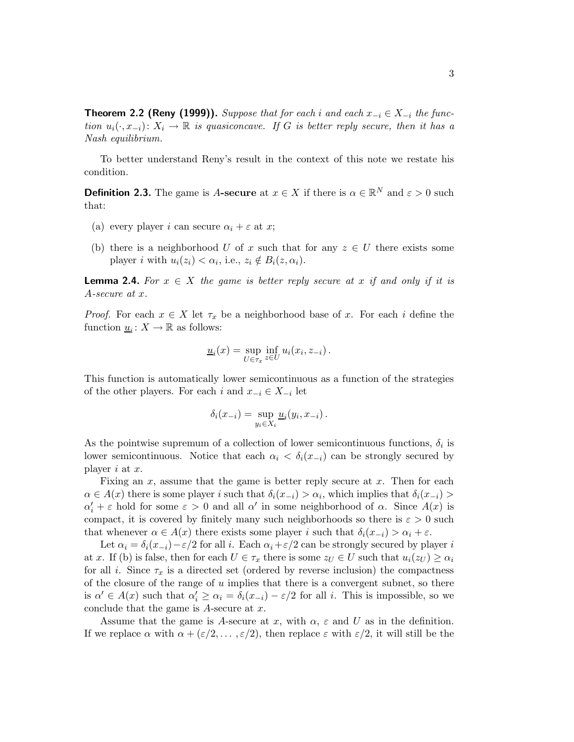**Theorem 2.2 (Reny (1999)).** *Suppose that for each $i$ and each $x_{-i} \in X_{-i}$ the function $u_i(\cdot, x_{-i})\colon X_i \to \mathbb{R}$ is quasiconcave. If $G$ is better reply secure, then it has a Nash equilibrium.*

To better understand Reny's result in the context of this note we restate his condition.

**Definition 2.3.** The game is **$A$-secure** at $x \in X$ if there is $\alpha \in \mathbb{R}^N$ and $\varepsilon > 0$ such that:

(a) every player $i$ can secure $\alpha_i + \varepsilon$ at $x$;

(b) there is a neighborhood $U$ of $x$ such that for any $z \in U$ there exists some player $i$ with $u_i(z_i) < \alpha_i$, i.e., $z_i \notin B_i(z, \alpha_i)$.

**Lemma 2.4.** *For $x \in X$ the game is better reply secure at $x$ if and only if it is $A$-secure at $x$.*

*Proof.* For each $x \in X$ let $\tau_x$ be a neighborhood base of $x$. For each $i$ define the function $\underline{u}_i\colon X \to \mathbb{R}$ as follows:

$$\underline{u}_i(x) = \sup_{U \in \tau_x} \inf_{z \in U} u_i(x_i, z_{-i}) \,.$$

This function is automatically lower semicontinuous as a function of the strategies of the other players. For each $i$ and $x_{-i} \in X_{-i}$ let

$$\delta_i(x_{-i}) = \sup_{y_i \in X_i} \underline{u}_i(y_i, x_{-i}) \,.$$

As the pointwise supremum of a collection of lower semicontinuous functions, $\delta_i$ is lower semicontinuous. Notice that each $\alpha_i < \delta_i(x_{-i})$ can be strongly secured by player $i$ at $x$.

Fixing an $x$, assume that the game is better reply secure at $x$. Then for each $\alpha \in A(x)$ there is some player $i$ such that $\delta_i(x_{-i}) > \alpha_i$, which implies that $\delta_i(x_{-i}) > \alpha'_i + \varepsilon$ hold for some $\varepsilon > 0$ and all $\alpha'$ in some neighborhood of $\alpha$. Since $A(x)$ is compact, it is covered by finitely many such neighborhoods so there is $\varepsilon > 0$ such that whenever $\alpha \in A(x)$ there exists some player $i$ such that $\delta_i(x_{-i}) > \alpha_i + \varepsilon$.

Let $\alpha_i = \delta_i(x_{-i}) - \varepsilon/2$ for all $i$. Each $\alpha_i + \varepsilon/2$ can be strongly secured by player $i$ at $x$. If (b) is false, then for each $U \in \tau_x$ there is some $z_U \in U$ such that $u_i(z_U) \geq \alpha_i$ for all $i$. Since $\tau_x$ is a directed set (ordered by reverse inclusion) the compactness of the closure of the range of $u$ implies that there is a convergent subnet, so there is $\alpha' \in A(x)$ such that $\alpha'_i \geq \alpha_i = \delta_i(x_{-i}) - \varepsilon/2$ for all $i$. This is impossible, so we conclude that the game is $A$-secure at $x$.

Assume that the game is $A$-secure at $x$, with $\alpha$, $\varepsilon$ and $U$ as in the definition. If we replace $\alpha$ with $\alpha + (\varepsilon/2, \ldots, \varepsilon/2)$, then replace $\varepsilon$ with $\varepsilon/2$, it will still be the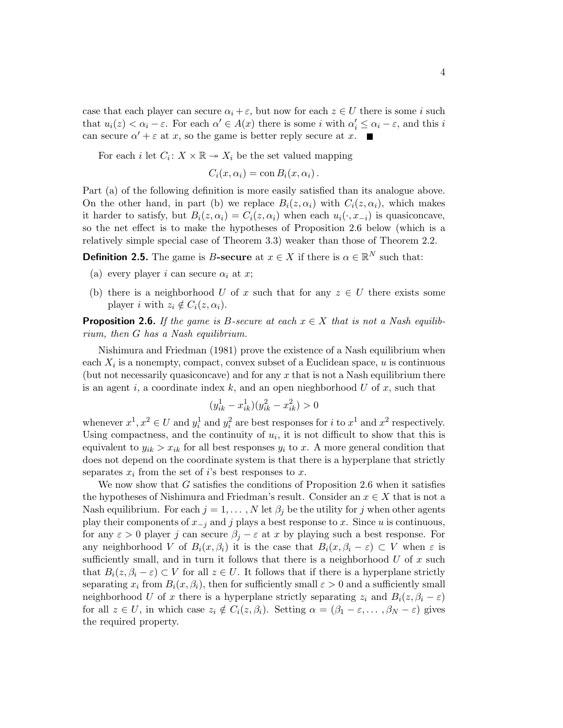case that each player can secure $\alpha_i + \varepsilon$, but now for each $z \in U$ there is some $i$ such that $u_i(z) < \alpha_i - \varepsilon$. For each $\alpha' \in A(x)$ there is some $i$ with $\alpha'_i \leq \alpha_i - \varepsilon$, and this $i$ can secure $\alpha' + \varepsilon$ at $x$, so the game is better reply secure at $x$. ■

For each $i$ let $C_i \colon X \times \mathbb{R} \twoheadrightarrow X_i$ be the set valued mapping

$$C_i(x, \alpha_i) = \operatorname{con} B_i(x, \alpha_i)\,.$$

Part (a) of the following definition is more easily satisfied than its analogue above. On the other hand, in part (b) we replace $B_i(z, \alpha_i)$ with $C_i(z, \alpha_i)$, which makes it harder to satisfy, but $B_i(z, \alpha_i) = C_i(z, \alpha_i)$ when each $u_i(\cdot, x_{-i})$ is quasiconcave, so the net effect is to make the hypotheses of Proposition 2.6 below (which is a relatively simple special case of Theorem 3.3) weaker than those of Theorem 2.2.

**Definition 2.5.** The game is $B$**-secure** at $x \in X$ if there is $\alpha \in \mathbb{R}^N$ such that:

(a) every player $i$ can secure $\alpha_i$ at $x$;

(b) there is a neighborhood $U$ of $x$ such that for any $z \in U$ there exists some player $i$ with $z_i \notin C_i(z, \alpha_i)$.

**Proposition 2.6.** *If the game is B-secure at each $x \in X$ that is not a Nash equilibrium, then G has a Nash equilibrium.*

Nishimura and Friedman (1981) prove the existence of a Nash equilibrium when each $X_i$ is a nonempty, compact, convex subset of a Euclidean space, $u$ is continuous (but not necessarily quasiconcave) and for any $x$ that is not a Nash equilibrium there is an agent $i$, a coordinate index $k$, and an open nieghborhood $U$ of $x$, such that

$$(y^1_{ik} - x^1_{ik})(y^2_{ik} - x^2_{ik}) > 0$$

whenever $x^1, x^2 \in U$ and $y^1_i$ and $y^2_i$ are best responses for $i$ to $x^1$ and $x^2$ respectively. Using compactness, and the continuity of $u_i$, it is not difficult to show that this is equivalent to $y_{ik} > x_{ik}$ for all best responses $y_i$ to $x$. A more general condition that does not depend on the coordinate system is that there is a hyperplane that strictly separates $x_i$ from the set of $i$'s best responses to $x$.

We now show that $G$ satisfies the conditions of Proposition 2.6 when it satisfies the hypotheses of Nishimura and Friedman's result. Consider an $x \in X$ that is not a Nash equilibrium. For each $j = 1, \ldots, N$ let $\beta_j$ be the utility for $j$ when other agents play their components of $x_{-j}$ and $j$ plays a best response to $x$. Since $u$ is continuous, for any $\varepsilon > 0$ player $j$ can secure $\beta_j - \varepsilon$ at $x$ by playing such a best response. For any neighborhood $V$ of $B_i(x, \beta_i)$ it is the case that $B_i(x, \beta_i - \varepsilon) \subset V$ when $\varepsilon$ is sufficiently small, and in turn it follows that there is a neighborhood $U$ of $x$ such that $B_i(z, \beta_i - \varepsilon) \subset V$ for all $z \in U$. It follows that if there is a hyperplane strictly separating $x_i$ from $B_i(x, \beta_i)$, then for sufficiently small $\varepsilon > 0$ and a sufficiently small neighborhood $U$ of $x$ there is a hyperplane strictly separating $z_i$ and $B_i(z, \beta_i - \varepsilon)$ for all $z \in U$, in which case $z_i \notin C_i(z, \beta_i)$. Setting $\alpha = (\beta_1 - \varepsilon, \ldots, \beta_N - \varepsilon)$ gives the required property.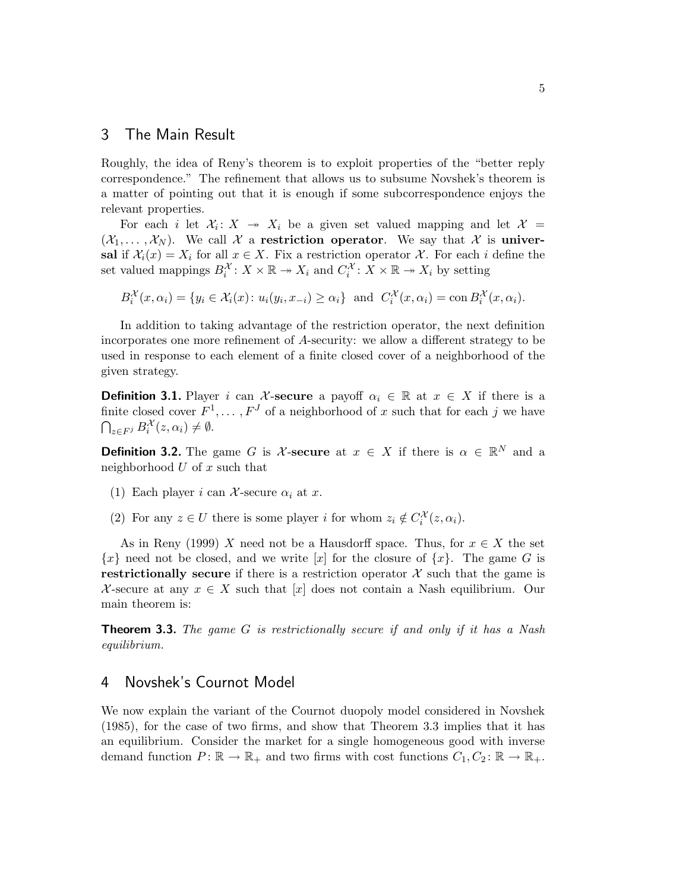## 3 The Main Result

Roughly, the idea of Reny's theorem is to exploit properties of the "better reply correspondence." The refinement that allows us to subsume Novshek's theorem is a matter of pointing out that it is enough if some subcorrespondence enjoys the relevant properties.

For each $i$ let $\mathcal{X}_i\colon X \twoheadrightarrow X_i$ be a given set valued mapping and let $\mathcal{X} = (\mathcal{X}_1, \dots, \mathcal{X}_N)$. We call $\mathcal{X}$ a **restriction operator**. We say that $\mathcal{X}$ is **universal** if $\mathcal{X}_i(x) = X_i$ for all $x \in X$. Fix a restriction operator $\mathcal{X}$. For each $i$ define the set valued mappings $B_i^{\mathcal{X}}\colon X \times \mathbb{R} \twoheadrightarrow X_i$ and $C_i^{\mathcal{X}}\colon X \times \mathbb{R} \twoheadrightarrow X_i$ by setting

$$B_i^{\mathcal{X}}(x, \alpha_i) = \{y_i \in \mathcal{X}_i(x)\colon u_i(y_i, x_{-i}) \geq \alpha_i\} \text{ and } C_i^{\mathcal{X}}(x, \alpha_i) = \operatorname{con} B_i^{\mathcal{X}}(x, \alpha_i).$$

In addition to taking advantage of the restriction operator, the next definition incorporates one more refinement of $A$-security: we allow a different strategy to be used in response to each element of a finite closed cover of a neighborhood of the given strategy.

**Definition 3.1.** Player $i$ can $\mathcal{X}$**-secure** a payoff $\alpha_i \in \mathbb{R}$ at $x \in X$ if there is a finite closed cover $F^1, \dots, F^J$ of a neighborhood of $x$ such that for each $j$ we have $\bigcap_{z \in F^j} B_i^{\mathcal{X}}(z, \alpha_i) \neq \emptyset$.

**Definition 3.2.** The game $G$ is $\mathcal{X}$**-secure** at $x \in X$ if there is $\alpha \in \mathbb{R}^N$ and a neighborhood $U$ of $x$ such that

(1) Each player $i$ can $\mathcal{X}$-secure $\alpha_i$ at $x$.

(2) For any $z \in U$ there is some player $i$ for whom $z_i \notin C_i^{\mathcal{X}}(z, \alpha_i)$.

As in Reny (1999) $X$ need not be a Hausdorff space. Thus, for $x \in X$ the set $\{x\}$ need not be closed, and we write $[x]$ for the closure of $\{x\}$. The game $G$ is **restrictionally secure** if there is a restriction operator $\mathcal{X}$ such that the game is $\mathcal{X}$-secure at any $x \in X$ such that $[x]$ does not contain a Nash equilibrium. Our main theorem is:

**Theorem 3.3.** *The game $G$ is restrictionally secure if and only if it has a Nash equilibrium.*

## 4 Novshek's Cournot Model

We now explain the variant of the Cournot duopoly model considered in Novshek (1985), for the case of two firms, and show that Theorem 3.3 implies that it has an equilibrium. Consider the market for a single homogeneous good with inverse demand function $P\colon \mathbb{R} \to \mathbb{R}_+$ and two firms with cost functions $C_1, C_2\colon \mathbb{R} \to \mathbb{R}_+$.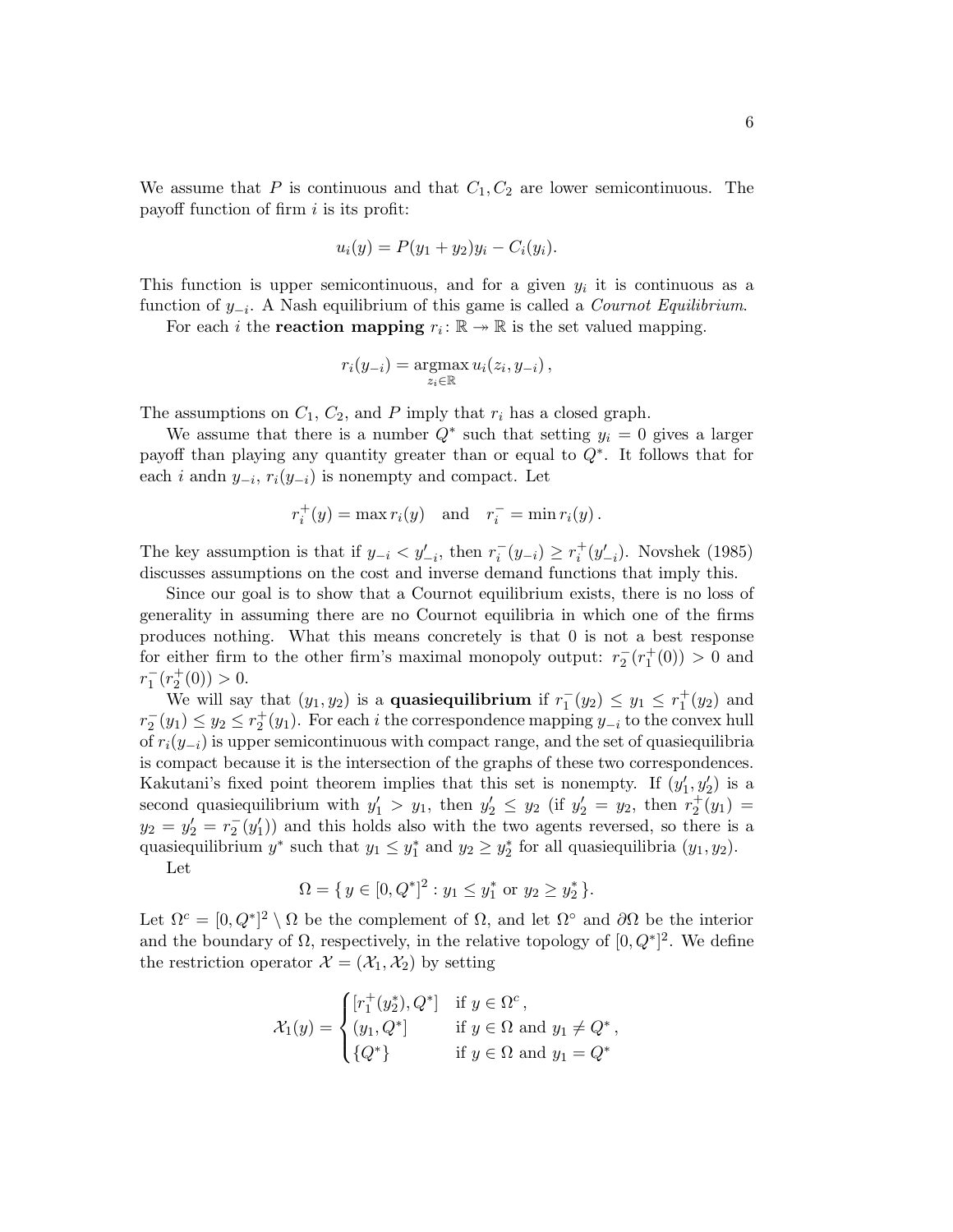We assume that $P$ is continuous and that $C_1, C_2$ are lower semicontinuous. The payoff function of firm $i$ is its profit:

$$u_i(y) = P(y_1 + y_2)y_i - C_i(y_i).$$

This function is upper semicontinuous, and for a given $y_i$ it is continuous as a function of $y_{-i}$. A Nash equilibrium of this game is called a *Cournot Equilibrium*.

For each $i$ the **reaction mapping** $r_i \colon \mathbb{R} \twoheadrightarrow \mathbb{R}$ is the set valued mapping.

$$r_i(y_{-i}) = \operatorname*{argmax}_{z_i \in \mathbb{R}} u_i(z_i, y_{-i}),$$

The assumptions on $C_1$, $C_2$, and $P$ imply that $r_i$ has a closed graph.

We assume that there is a number $Q^*$ such that setting $y_i = 0$ gives a larger payoff than playing any quantity greater than or equal to $Q^*$. It follows that for each $i$ andn $y_{-i}$, $r_i(y_{-i})$ is nonempty and compact. Let

$$r_i^+(y) = \max r_i(y) \quad \text{and} \quad r_i^- = \min r_i(y).$$

The key assumption is that if $y_{-i} < y'_{-i}$, then $r_i^-(y_{-i}) \geq r_i^+(y'_{-i})$. Novshek (1985) discusses assumptions on the cost and inverse demand functions that imply this.

Since our goal is to show that a Cournot equilibrium exists, there is no loss of generality in assuming there are no Cournot equilibria in which one of the firms produces nothing. What this means concretely is that 0 is not a best response for either firm to the other firm's maximal monopoly output: $r_2^-(r_1^+(0)) > 0$ and $r_1^-(r_2^+(0)) > 0$.

We will say that $(y_1, y_2)$ is a **quasiequilibrium** if $r_1^-(y_2) \leq y_1 \leq r_1^+(y_2)$ and $r_2^-(y_1) \leq y_2 \leq r_2^+(y_1)$. For each $i$ the correspondence mapping $y_{-i}$ to the convex hull of $r_i(y_{-i})$ is upper semicontinuous with compact range, and the set of quasiequilibria is compact because it is the intersection of the graphs of these two correspondences. Kakutani's fixed point theorem implies that this set is nonempty. If $(y'_1, y'_2)$ is a second quasiequilibrium with $y'_1 > y_1$, then $y'_2 \leq y_2$ (if $y'_2 = y_2$, then $r_2^+(y_1) = y_2 = y'_2 = r_2^-(y'_1)$) and this holds also with the two agents reversed, so there is a quasiequilibrium $y^*$ such that $y_1 \leq y_1^*$ and $y_2 \geq y_2^*$ for all quasiequilibria $(y_1, y_2)$.

Let

$$\Omega = \{\, y \in [0, Q^*]^2 : y_1 \leq y_1^* \text{ or } y_2 \geq y_2^* \,\}.$$

Let $\Omega^c = [0, Q^*]^2 \setminus \Omega$ be the complement of $\Omega$, and let $\Omega^\circ$ and $\partial\Omega$ be the interior and the boundary of $\Omega$, respectively, in the relative topology of $[0, Q^*]^2$. We define the restriction operator $\mathcal{X} = (\mathcal{X}_1, \mathcal{X}_2)$ by setting

$$\mathcal{X}_1(y) = \begin{cases} [r_1^+(y_2^*), Q^*] & \text{if } y \in \Omega^c, \\ (y_1, Q^*] & \text{if } y \in \Omega \text{ and } y_1 \neq Q^*, \\ \{Q^*\} & \text{if } y \in \Omega \text{ and } y_1 = Q^* \end{cases}$$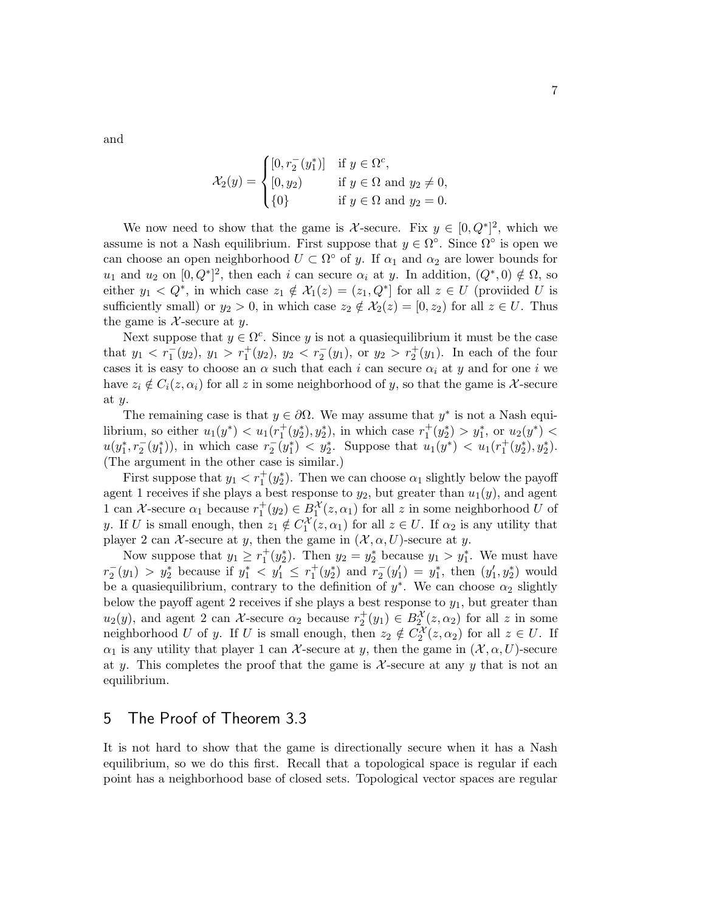and

$$\mathcal{X}_2(y) = \begin{cases} [0, r_2^-(y_1^*)] & \text{if } y \in \Omega^c, \\ [0, y_2) & \text{if } y \in \Omega \text{ and } y_2 \neq 0, \\ \{0\} & \text{if } y \in \Omega \text{ and } y_2 = 0. \end{cases}$$

We now need to show that the game is $\mathcal{X}$-secure. Fix $y \in [0, Q^*]^2$, which we assume is not a Nash equilibrium. First suppose that $y \in \Omega^\circ$. Since $\Omega^\circ$ is open we can choose an open neighborhood $U \subset \Omega^\circ$ of $y$. If $\alpha_1$ and $\alpha_2$ are lower bounds for $u_1$ and $u_2$ on $[0, Q^*]^2$, then each $i$ can secure $\alpha_i$ at $y$. In addition, $(Q^*, 0) \notin \Omega$, so either $y_1 < Q^*$, in which case $z_1 \notin \mathcal{X}_1(z) = (z_1, Q^*]$ for all $z \in U$ (proviided $U$ is sufficiently small) or $y_2 > 0$, in which case $z_2 \notin \mathcal{X}_2(z) = [0, z_2)$ for all $z \in U$. Thus the game is $\mathcal{X}$-secure at $y$.

Next suppose that $y \in \Omega^c$. Since $y$ is not a quasiequilibrium it must be the case that $y_1 < r_1^-(y_2)$, $y_1 > r_1^+(y_2)$, $y_2 < r_2^-(y_1)$, or $y_2 > r_2^+(y_1)$. In each of the four cases it is easy to choose an $\alpha$ such that each $i$ can secure $\alpha_i$ at $y$ and for one $i$ we have $z_i \notin C_i(z, \alpha_i)$ for all $z$ in some neighborhood of $y$, so that the game is $\mathcal{X}$-secure at $y$.

The remaining case is that $y \in \partial\Omega$. We may assume that $y^*$ is not a Nash equilibrium, so either $u_1(y^*) < u_1(r_1^+(y_2^*), y_2^*)$, in which case $r_1^+(y_2^*) > y_1^*$, or $u_2(y^*) < u(y_1^*, r_2^-(y_1^*))$, in which case $r_2^-(y_1^*) < y_2^*$. Suppose that $u_1(y^*) < u_1(r_1^+(y_2^*), y_2^*)$. (The argument in the other case is similar.)

First suppose that $y_1 < r_1^+(y_2^*)$. Then we can choose $\alpha_1$ slightly below the payoff agent 1 receives if she plays a best response to $y_2$, but greater than $u_1(y)$, and agent 1 can $\mathcal{X}$-secure $\alpha_1$ because $r_1^+(y_2) \in B_1^{\mathcal{X}}(z, \alpha_1)$ for all $z$ in some neighborhood $U$ of $y$. If $U$ is small enough, then $z_1 \notin C_1^{\mathcal{X}}(z, \alpha_1)$ for all $z \in U$. If $\alpha_2$ is any utility that player 2 can $\mathcal{X}$-secure at $y$, then the game in $(\mathcal{X}, \alpha, U)$-secure at $y$.

Now suppose that $y_1 \geq r_1^+(y_2^*)$. Then $y_2 = y_2^*$ because $y_1 > y_1^*$. We must have $r_2^-(y_1) > y_2^*$ because if $y_1^* < y_1' \leq r_1^+(y_2^*)$ and $r_2^-(y_1') = y_1^*$, then $(y_1', y_2^*)$ would be a quasiequilibrium, contrary to the definition of $y^*$. We can choose $\alpha_2$ slightly below the payoff agent 2 receives if she plays a best response to $y_1$, but greater than $u_2(y)$, and agent 2 can $\mathcal{X}$-secure $\alpha_2$ because $r_2^+(y_1) \in B_2^{\mathcal{X}}(z, \alpha_2)$ for all $z$ in some neighborhood $U$ of $y$. If $U$ is small enough, then $z_2 \notin C_2^{\mathcal{X}}(z, \alpha_2)$ for all $z \in U$. If $\alpha_1$ is any utility that player 1 can $\mathcal{X}$-secure at $y$, then the game in $(\mathcal{X}, \alpha, U)$-secure at $y$. This completes the proof that the game is $\mathcal{X}$-secure at any $y$ that is not an equilibrium.

## 5 The Proof of Theorem 3.3

It is not hard to show that the game is directionally secure when it has a Nash equilibrium, so we do this first. Recall that a topological space is regular if each point has a neighborhood base of closed sets. Topological vector spaces are regular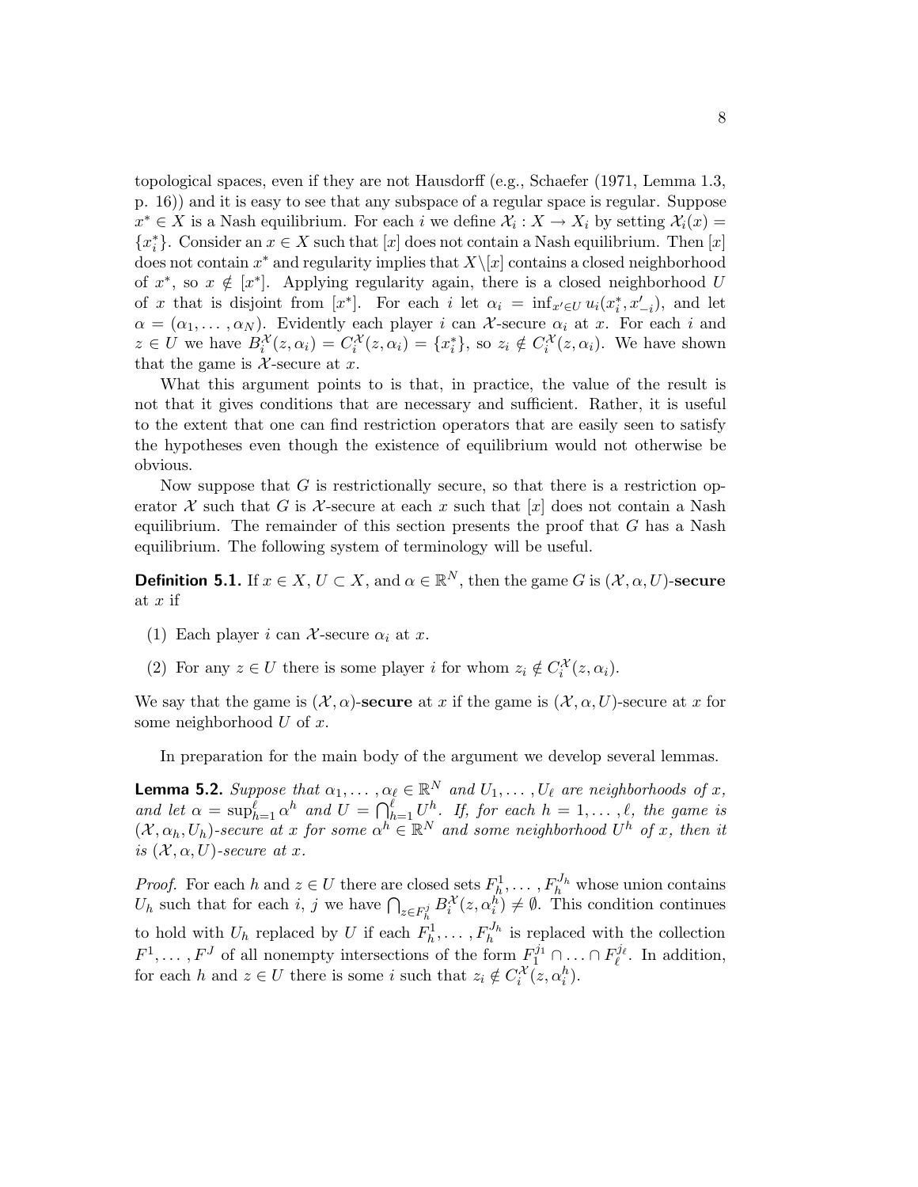topological spaces, even if they are not Hausdorff (e.g., Schaefer (1971, Lemma 1.3, p. 16)) and it is easy to see that any subspace of a regular space is regular. Suppose $x^* \in X$ is a Nash equilibrium. For each $i$ we define $\mathcal{X}_i : X \to X_i$ by setting $\mathcal{X}_i(x) = \{x_i^*\}$. Consider an $x \in X$ such that $[x]$ does not contain a Nash equilibrium. Then $[x]$ does not contain $x^*$ and regularity implies that $X \setminus [x]$ contains a closed neighborhood of $x^*$, so $x \notin [x^*]$. Applying regularity again, there is a closed neighborhood $U$ of $x$ that is disjoint from $[x^*]$. For each $i$ let $\alpha_i = \inf_{x' \in U} u_i(x_i^*, x'_{-i})$, and let $\alpha = (\alpha_1, \ldots, \alpha_N)$. Evidently each player $i$ can $\mathcal{X}$-secure $\alpha_i$ at $x$. For each $i$ and $z \in U$ we have $B_i^{\mathcal{X}}(z, \alpha_i) = C_i^{\mathcal{X}}(z, \alpha_i) = \{x_i^*\}$, so $z_i \notin C_i^{\mathcal{X}}(z, \alpha_i)$. We have shown that the game is $\mathcal{X}$-secure at $x$.

What this argument points to is that, in practice, the value of the result is not that it gives conditions that are necessary and sufficient. Rather, it is useful to the extent that one can find restriction operators that are easily seen to satisfy the hypotheses even though the existence of equilibrium would not otherwise be obvious.

Now suppose that $G$ is restrictionally secure, so that there is a restriction operator $\mathcal{X}$ such that $G$ is $\mathcal{X}$-secure at each $x$ such that $[x]$ does not contain a Nash equilibrium. The remainder of this section presents the proof that $G$ has a Nash equilibrium. The following system of terminology will be useful.

**Definition 5.1.** If $x \in X$, $U \subset X$, and $\alpha \in \mathbb{R}^N$, then the game $G$ is $(\mathcal{X}, \alpha, U)$-**secure** at $x$ if

1. Each player $i$ can $\mathcal{X}$-secure $\alpha_i$ at $x$.
2. For any $z \in U$ there is some player $i$ for whom $z_i \notin C_i^{\mathcal{X}}(z, \alpha_i)$.

We say that the game is $(\mathcal{X}, \alpha)$-**secure** at $x$ if the game is $(\mathcal{X}, \alpha, U)$-secure at $x$ for some neighborhood $U$ of $x$.

In preparation for the main body of the argument we develop several lemmas.

**Lemma 5.2.** *Suppose that $\alpha_1, \ldots, \alpha_\ell \in \mathbb{R}^N$ and $U_1, \ldots, U_\ell$ are neighborhoods of $x$, and let $\alpha = \sup_{h=1}^{\ell} \alpha^h$ and $U = \bigcap_{h=1}^{\ell} U^h$. If, for each $h = 1, \ldots, \ell$, the game is $(\mathcal{X}, \alpha_h, U_h)$-secure at $x$ for some $\alpha^h \in \mathbb{R}^N$ and some neighborhood $U^h$ of $x$, then it is $(\mathcal{X}, \alpha, U)$-secure at $x$.*

*Proof.* For each $h$ and $z \in U$ there are closed sets $F_h^1, \ldots, F_h^{J_h}$ whose union contains $U_h$ such that for each $i$, $j$ we have $\bigcap_{z \in F_h^j} B_i^{\mathcal{X}}(z, \alpha_i^h) \neq \emptyset$. This condition continues to hold with $U_h$ replaced by $U$ if each $F_h^1, \ldots, F_h^{J_h}$ is replaced with the collection $F^1, \ldots, F^J$ of all nonempty intersections of the form $F_1^{j_1} \cap \ldots \cap F_\ell^{j_\ell}$. In addition, for each $h$ and $z \in U$ there is some $i$ such that $z_i \notin C_i^{\mathcal{X}}(z, \alpha_i^h)$.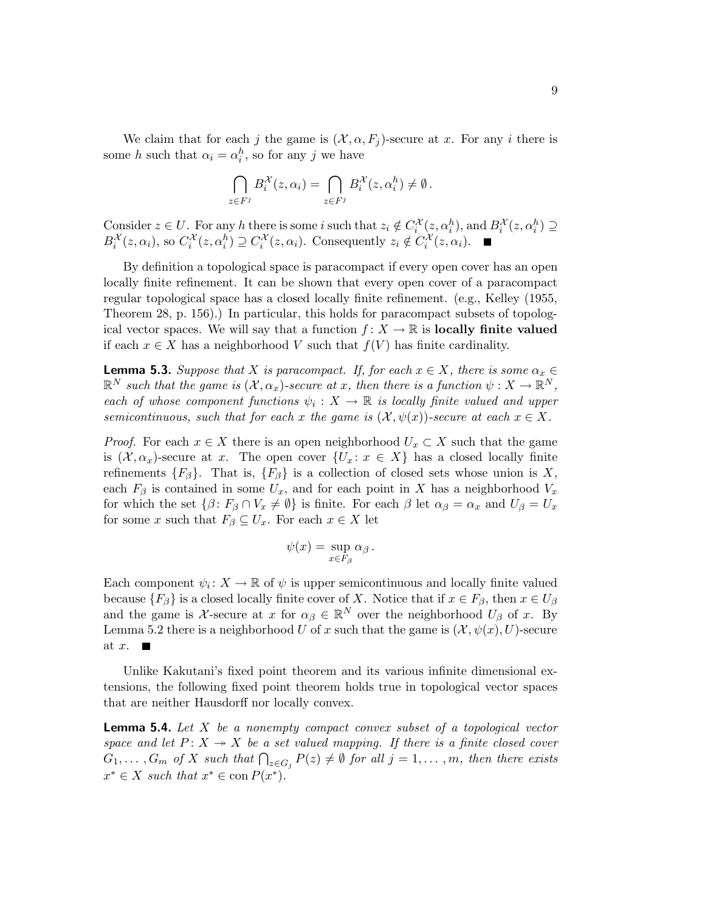We claim that for each $j$ the game is $(\mathcal{X}, \alpha, F_j)$-secure at $x$. For any $i$ there is some $h$ such that $\alpha_i = \alpha_i^h$, so for any $j$ we have

$$\bigcap_{z \in F^j} B_i^{\mathcal{X}}(z, \alpha_i) = \bigcap_{z \in F^j} B_i^{\mathcal{X}}(z, \alpha_i^h) \neq \emptyset .$$

Consider $z \in U$. For any $h$ there is some $i$ such that $z_i \notin C_i^{\mathcal{X}}(z, \alpha_i^h)$, and $B_i^{\mathcal{X}}(z, \alpha_i^h) \supseteq B_i^{\mathcal{X}}(z, \alpha_i)$, so $C_i^{\mathcal{X}}(z, \alpha_i^h) \supseteq C_i^{\mathcal{X}}(z, \alpha_i)$. Consequently $z_i \notin C_i^{\mathcal{X}}(z, \alpha_i)$. ■

By definition a topological space is paracompact if every open cover has an open locally finite refinement. It can be shown that every open cover of a paracompact regular topological space has a closed locally finite refinement. (e.g., Kelley (1955, Theorem 28, p. 156).) In particular, this holds for paracompact subsets of topological vector spaces. We will say that a function $f \colon X \to \mathbb{R}$ is **locally finite valued** if each $x \in X$ has a neighborhood $V$ such that $f(V)$ has finite cardinality.

**Lemma 5.3.** *Suppose that $X$ is paracompact. If, for each $x \in X$, there is some $\alpha_x \in \mathbb{R}^N$ such that the game is $(\mathcal{X}, \alpha_x)$-secure at $x$, then there is a function $\psi : X \to \mathbb{R}^N$, each of whose component functions $\psi_i : X \to \mathbb{R}$ is locally finite valued and upper semicontinuous, such that for each $x$ the game is $(\mathcal{X}, \psi(x))$-secure at each $x \in X$.*

*Proof.* For each $x \in X$ there is an open neighborhood $U_x \subset X$ such that the game is $(\mathcal{X}, \alpha_x)$-secure at $x$. The open cover $\{U_x \colon x \in X\}$ has a closed locally finite refinements $\{F_\beta\}$. That is, $\{F_\beta\}$ is a collection of closed sets whose union is $X$, each $F_\beta$ is contained in some $U_x$, and for each point in $X$ has a neighborhood $V_x$ for which the set $\{\beta \colon F_\beta \cap V_x \neq \emptyset\}$ is finite. For each $\beta$ let $\alpha_\beta = \alpha_x$ and $U_\beta = U_x$ for some $x$ such that $F_\beta \subseteq U_x$. For each $x \in X$ let

$$\psi(x) = \sup_{x \in F_\beta} \alpha_\beta .$$

Each component $\psi_i \colon X \to \mathbb{R}$ of $\psi$ is upper semicontinuous and locally finite valued because $\{F_\beta\}$ is a closed locally finite cover of $X$. Notice that if $x \in F_\beta$, then $x \in U_\beta$ and the game is $\mathcal{X}$-secure at $x$ for $\alpha_\beta \in \mathbb{R}^N$ over the neighborhood $U_\beta$ of $x$. By Lemma 5.2 there is a neighborhood $U$ of $x$ such that the game is $(\mathcal{X}, \psi(x), U)$-secure at $x$. ■

Unlike Kakutani's fixed point theorem and its various infinite dimensional extensions, the following fixed point theorem holds true in topological vector spaces that are neither Hausdorff nor locally convex.

**Lemma 5.4.** *Let $X$ be a nonempty compact convex subset of a topological vector space and let $P \colon X \twoheadrightarrow X$ be a set valued mapping. If there is a finite closed cover $G_1, \ldots, G_m$ of $X$ such that $\bigcap_{z \in G_j} P(z) \neq \emptyset$ for all $j = 1, \ldots, m$, then there exists $x^* \in X$ such that $x^* \in \operatorname{con} P(x^*)$.*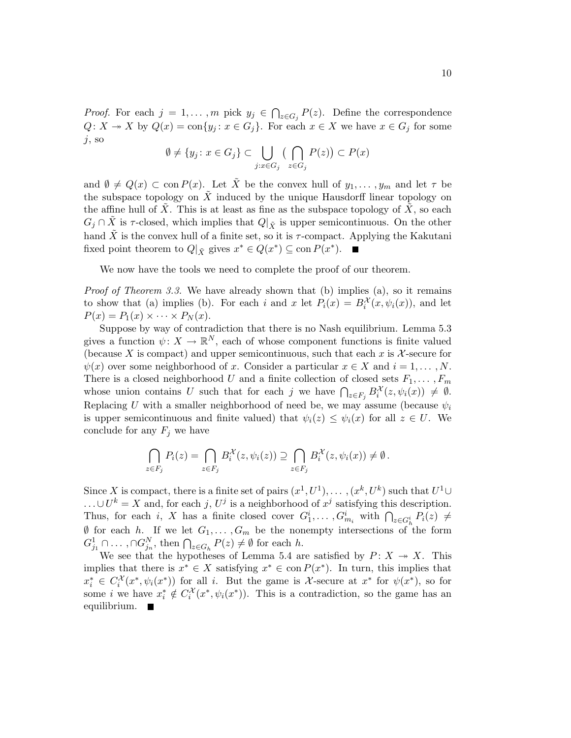*Proof.* For each $j = 1, \dots, m$ pick $y_j \in \bigcap_{z \in G_j} P(z)$. Define the correspondence $Q\colon X \twoheadrightarrow X$ by $Q(x) = \operatorname{con}\{y_j : x \in G_j\}$. For each $x \in X$ we have $x \in G_j$ for some $j$, so

$$\emptyset \neq \{y_j : x \in G_j\} \subset \bigcup_{j : x \in G_j} \big( \bigcap_{z \in G_j} P(z) \big) \subset P(x)$$

and $\emptyset \neq Q(x) \subset \operatorname{con} P(x)$. Let $\tilde{X}$ be the convex hull of $y_1, \dots, y_m$ and let $\tau$ be the subspace topology on $\tilde{X}$ induced by the unique Hausdorff linear topology on the affine hull of $\tilde{X}$. This is at least as fine as the subspace topology of $\tilde{X}$, so each $G_j \cap \tilde{X}$ is $\tau$-closed, which implies that $Q|_{\tilde{X}}$ is upper semicontinuous. On the other hand $\tilde{X}$ is the convex hull of a finite set, so it is $\tau$-compact. Applying the Kakutani fixed point theorem to $Q|_{\tilde{X}}$ gives $x^* \in Q(x^*) \subseteq \operatorname{con} P(x^*)$. ■

We now have the tools we need to complete the proof of our theorem.

*Proof of Theorem 3.3.* We have already shown that (b) implies (a), so it remains to show that (a) implies (b). For each $i$ and $x$ let $P_i(x) = B_i^{\mathcal{X}}(x, \psi_i(x))$, and let $P(x) = P_1(x) \times \cdots \times P_N(x)$.

Suppose by way of contradiction that there is no Nash equilibrium. Lemma 5.3 gives a function $\psi\colon X \to \mathbb{R}^N$, each of whose component functions is finite valued (because $X$ is compact) and upper semicontinuous, such that each $x$ is $\mathcal{X}$-secure for $\psi(x)$ over some neighborhood of $x$. Consider a particular $x \in X$ and $i = 1, \dots, N$. There is a closed neighborhood $U$ and a finite collection of closed sets $F_1, \dots, F_m$ whose union contains $U$ such that for each $j$ we have $\bigcap_{z \in F_j} B_i^{\mathcal{X}}(z, \psi_i(x)) \neq \emptyset$. Replacing $U$ with a smaller neighborhood of need be, we may assume (because $\psi_i$ is upper semicontinuous and finite valued) that $\psi_i(z) \leq \psi_i(x)$ for all $z \in U$. We conclude for any $F_j$ we have

$$\bigcap_{z \in F_j} P_i(z) = \bigcap_{z \in F_j} B_i^{\mathcal{X}}(z, \psi_i(z)) \supseteq \bigcap_{z \in F_j} B_i^{\mathcal{X}}(z, \psi_i(x)) \neq \emptyset\,.$$

Since $X$ is compact, there is a finite set of pairs $(x^1, U^1), \dots, (x^k, U^k)$ such that $U^1 \cup \ldots \cup U^k = X$ and, for each $j$, $U^j$ is a neighborhood of $x^j$ satisfying this description. Thus, for each $i$, $X$ has a finite closed cover $G_1^i, \dots, G_{m_i}^i$ with $\bigcap_{z \in G_h^i} P_i(z) \neq \emptyset$ for each $h$. If we let $G_1, \dots, G_m$ be the nonempty intersections of the form $G_{j_1}^1 \cap \ldots, \cap G_{j_n}^N$, then $\bigcap_{z \in G_h} P(z) \neq \emptyset$ for each $h$.

We see that the hypotheses of Lemma 5.4 are satisfied by $P\colon X \twoheadrightarrow X$. This implies that there is $x^* \in X$ satisfying $x^* \in \operatorname{con} P(x^*)$. In turn, this implies that $x_i^* \in C_i^{\mathcal{X}}(x^*, \psi_i(x^*))$ for all $i$. But the game is $\mathcal{X}$-secure at $x^*$ for $\psi(x^*)$, so for some $i$ we have $x_i^* \notin C_i^{\mathcal{X}}(x^*, \psi_i(x^*))$. This is a contradiction, so the game has an equilibrium. ■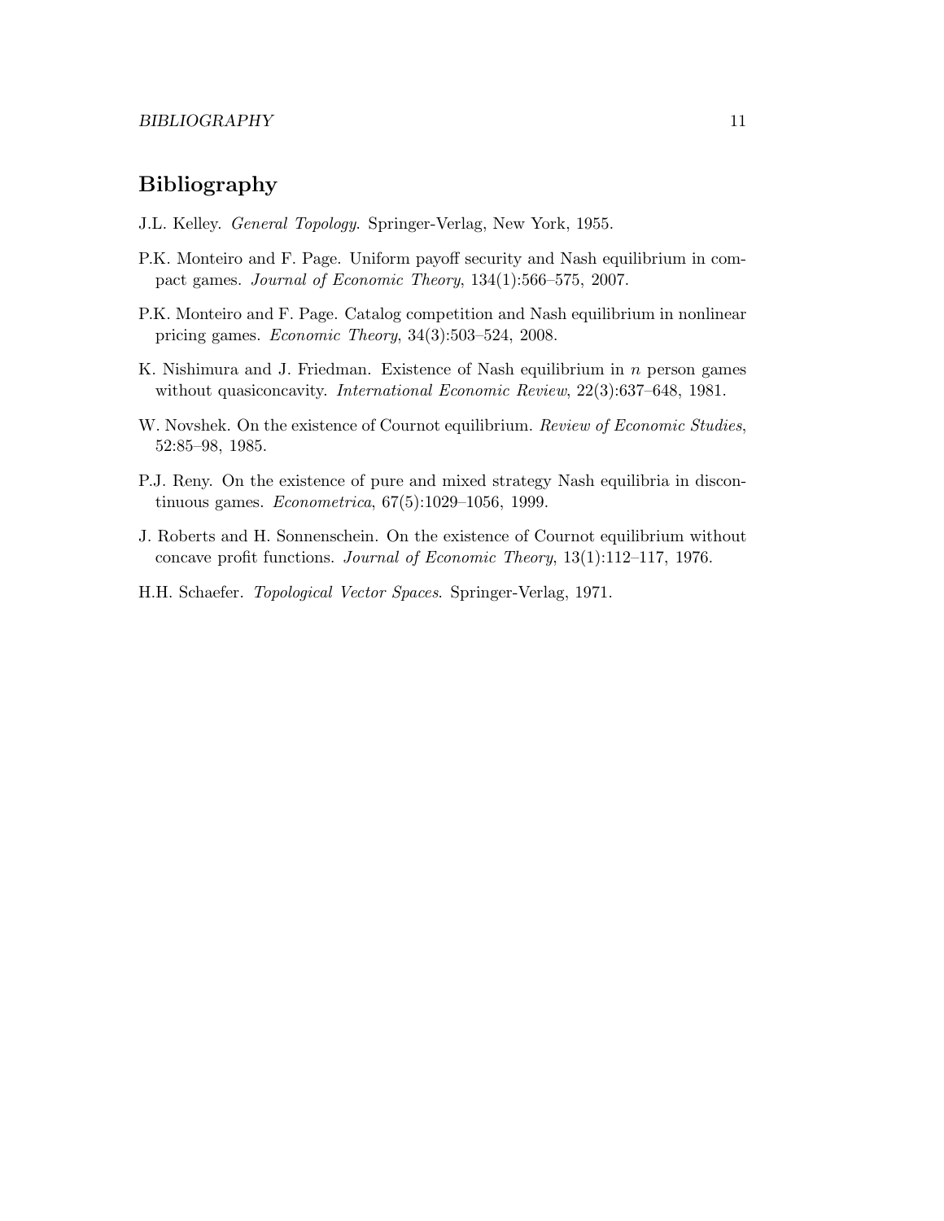## Bibliography

J.L. Kelley. *General Topology*. Springer-Verlag, New York, 1955.

P.K. Monteiro and F. Page. Uniform payoff security and Nash equilibrium in compact games. *Journal of Economic Theory*, 134(1):566–575, 2007.

P.K. Monteiro and F. Page. Catalog competition and Nash equilibrium in nonlinear pricing games. *Economic Theory*, 34(3):503–524, 2008.

K. Nishimura and J. Friedman. Existence of Nash equilibrium in $n$ person games without quasiconcavity. *International Economic Review*, 22(3):637–648, 1981.

W. Novshek. On the existence of Cournot equilibrium. *Review of Economic Studies*, 52:85–98, 1985.

P.J. Reny. On the existence of pure and mixed strategy Nash equilibria in discontinuous games. *Econometrica*, 67(5):1029–1056, 1999.

J. Roberts and H. Sonnenschein. On the existence of Cournot equilibrium without concave profit functions. *Journal of Economic Theory*, 13(1):112–117, 1976.

H.H. Schaefer. *Topological Vector Spaces*. Springer-Verlag, 1971.